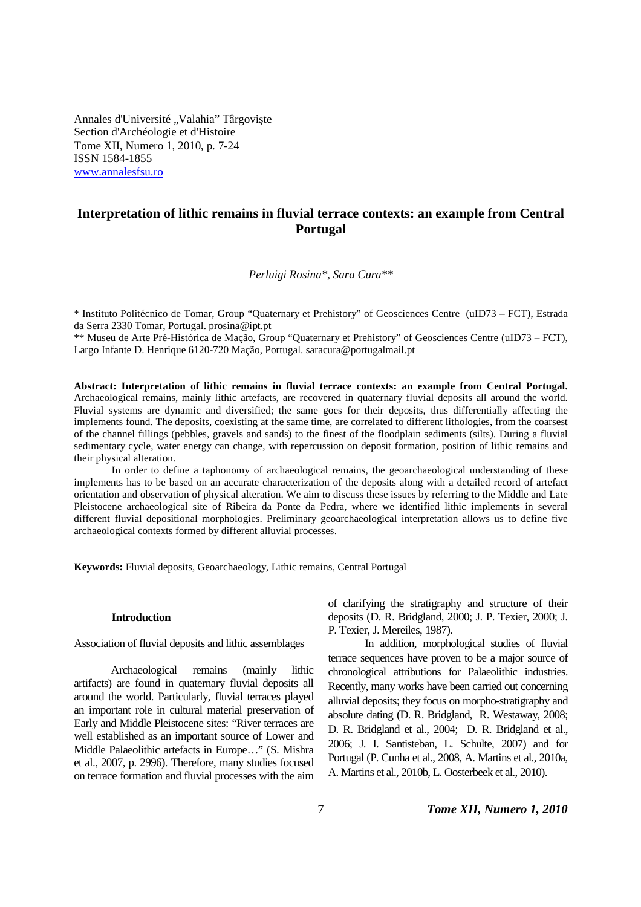Annales d'Université „Valahia" Târgovişte
Section d'Archéologie et d'Histoire
Tome XII, Numero 1, 2010, p. 7-24
ISSN 1584-1855
www.annalesfsu.ro

# Interpretation of lithic remains in fluvial terrace contexts: an example from Central Portugal

*Perluigi Rosina\*, Sara Cura\*\**

\* Instituto Politécnico de Tomar, Group "Quaternary et Prehistory" of Geosciences Centre (uID73 – FCT), Estrada da Serra 2330 Tomar, Portugal. prosina@ipt.pt

\*\* Museu de Arte Pré-Histórica de Mação, Group "Quaternary et Prehistory" of Geosciences Centre (uID73 – FCT), Largo Infante D. Henrique 6120-720 Mação, Portugal. saracura@portugalmail.pt

**Abstract: Interpretation of lithic remains in fluvial terrace contexts: an example from Central Portugal.** Archaeological remains, mainly lithic artefacts, are recovered in quaternary fluvial deposits all around the world. Fluvial systems are dynamic and diversified; the same goes for their deposits, thus differentially affecting the implements found. The deposits, coexisting at the same time, are correlated to different lithologies, from the coarsest of the channel fillings (pebbles, gravels and sands) to the finest of the floodplain sediments (silts). During a fluvial sedimentary cycle, water energy can change, with repercussion on deposit formation, position of lithic remains and their physical alteration.

In order to define a taphonomy of archaeological remains, the geoarchaeological understanding of these implements has to be based on an accurate characterization of the deposits along with a detailed record of artefact orientation and observation of physical alteration. We aim to discuss these issues by referring to the Middle and Late Pleistocene archaeological site of Ribeira da Ponte da Pedra, where we identified lithic implements in several different fluvial depositional morphologies. Preliminary geoarchaeological interpretation allows us to define five archaeological contexts formed by different alluvial processes.

**Keywords:** Fluvial deposits, Geoarchaeology, Lithic remains, Central Portugal

## Introduction

Association of fluvial deposits and lithic assemblages

Archaeological remains (mainly lithic artifacts) are found in quaternary fluvial deposits all around the world. Particularly, fluvial terraces played an important role in cultural material preservation of Early and Middle Pleistocene sites: "River terraces are well established as an important source of Lower and Middle Palaeolithic artefacts in Europe…" (S. Mishra et al., 2007, p. 2996). Therefore, many studies focused on terrace formation and fluvial processes with the aim of clarifying the stratigraphy and structure of their deposits (D. R. Bridgland, 2000; J. P. Texier, 2000; J. P. Texier, J. Mereiles, 1987).

In addition, morphological studies of fluvial terrace sequences have proven to be a major source of chronological attributions for Palaeolithic industries. Recently, many works have been carried out concerning alluvial deposits; they focus on morpho-stratigraphy and absolute dating (D. R. Bridgland, R. Westaway, 2008; D. R. Bridgland et al., 2004; D. R. Bridgland et al., 2006; J. I. Santisteban, L. Schulte, 2007) and for Portugal (P. Cunha et al., 2008, A. Martins et al., 2010a, A. Martins et al., 2010b, L. Oosterbeek et al., 2010).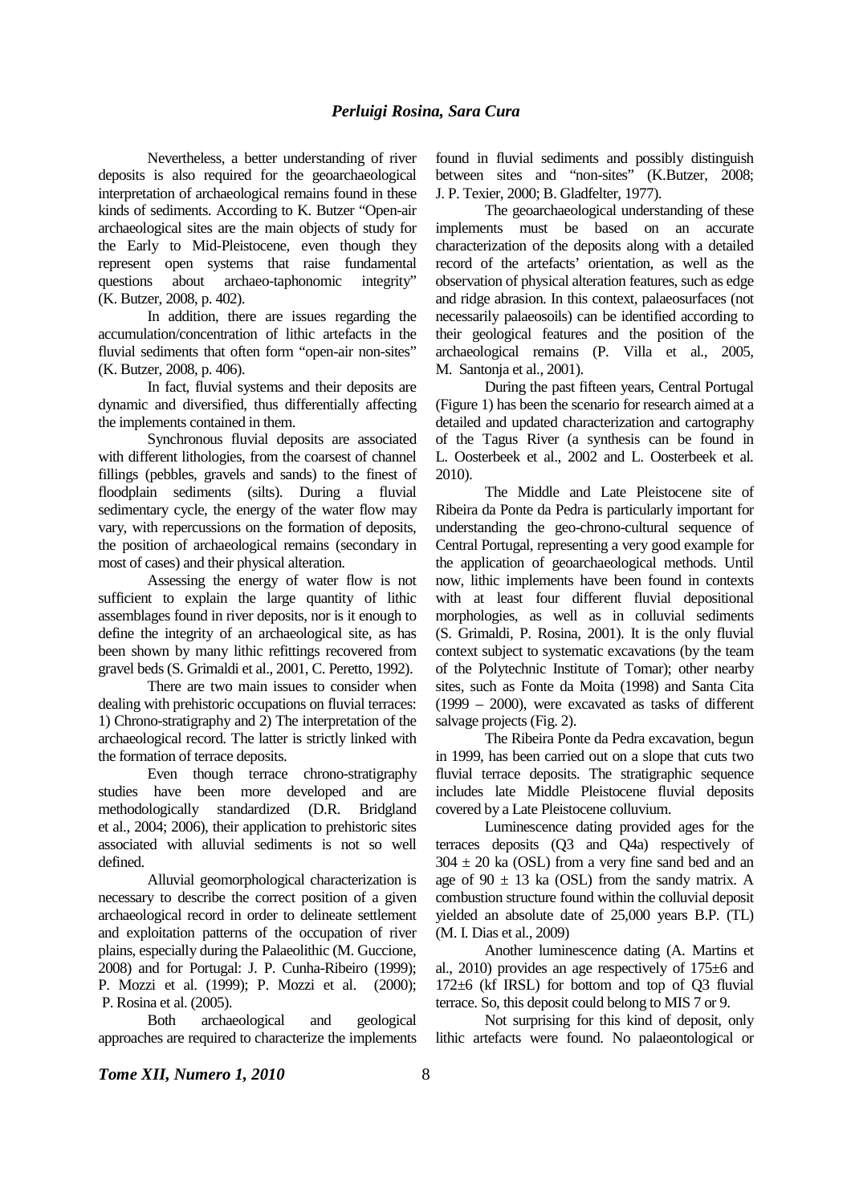Nevertheless, a better understanding of river deposits is also required for the geoarchaeological interpretation of archaeological remains found in these kinds of sediments. According to K. Butzer "Open-air archaeological sites are the main objects of study for the Early to Mid-Pleistocene, even though they represent open systems that raise fundamental questions about archaeo-taphonomic integrity" (K. Butzer, 2008, p. 402).

In addition, there are issues regarding the accumulation/concentration of lithic artefacts in the fluvial sediments that often form "open-air non-sites" (K. Butzer, 2008, p. 406).

In fact, fluvial systems and their deposits are dynamic and diversified, thus differentially affecting the implements contained in them.

Synchronous fluvial deposits are associated with different lithologies, from the coarsest of channel fillings (pebbles, gravels and sands) to the finest of floodplain sediments (silts). During a fluvial sedimentary cycle, the energy of the water flow may vary, with repercussions on the formation of deposits, the position of archaeological remains (secondary in most of cases) and their physical alteration.

Assessing the energy of water flow is not sufficient to explain the large quantity of lithic assemblages found in river deposits, nor is it enough to define the integrity of an archaeological site, as has been shown by many lithic refittings recovered from gravel beds (S. Grimaldi et al., 2001, C. Peretto, 1992).

There are two main issues to consider when dealing with prehistoric occupations on fluvial terraces: 1) Chrono-stratigraphy and 2) The interpretation of the archaeological record. The latter is strictly linked with the formation of terrace deposits.

Even though terrace chrono-stratigraphy studies have been more developed and are methodologically standardized (D.R. Bridgland et al., 2004; 2006), their application to prehistoric sites associated with alluvial sediments is not so well defined.

Alluvial geomorphological characterization is necessary to describe the correct position of a given archaeological record in order to delineate settlement and exploitation patterns of the occupation of river plains, especially during the Palaeolithic (M. Guccione, 2008) and for Portugal: J. P. Cunha-Ribeiro (1999); P. Mozzi et al. (1999); P. Mozzi et al. (2000); P. Rosina et al. (2005).

Both archaeological and geological approaches are required to characterize the implements found in fluvial sediments and possibly distinguish between sites and "non-sites" (K.Butzer, 2008; J. P. Texier, 2000; B. Gladfelter, 1977).

The geoarchaeological understanding of these implements must be based on an accurate characterization of the deposits along with a detailed record of the artefacts' orientation, as well as the observation of physical alteration features, such as edge and ridge abrasion. In this context, palaeosurfaces (not necessarily palaeosoils) can be identified according to their geological features and the position of the archaeological remains (P. Villa et al., 2005, M. Santonja et al., 2001).

During the past fifteen years, Central Portugal (Figure 1) has been the scenario for research aimed at a detailed and updated characterization and cartography of the Tagus River (a synthesis can be found in L. Oosterbeek et al., 2002 and L. Oosterbeek et al. 2010).

The Middle and Late Pleistocene site of Ribeira da Ponte da Pedra is particularly important for understanding the geo-chrono-cultural sequence of Central Portugal, representing a very good example for the application of geoarchaeological methods. Until now, lithic implements have been found in contexts with at least four different fluvial depositional morphologies, as well as in colluvial sediments (S. Grimaldi, P. Rosina, 2001). It is the only fluvial context subject to systematic excavations (by the team of the Polytechnic Institute of Tomar); other nearby sites, such as Fonte da Moita (1998) and Santa Cita (1999 – 2000), were excavated as tasks of different salvage projects (Fig. 2).

The Ribeira Ponte da Pedra excavation, begun in 1999, has been carried out on a slope that cuts two fluvial terrace deposits. The stratigraphic sequence includes late Middle Pleistocene fluvial deposits covered by a Late Pleistocene colluvium.

Luminescence dating provided ages for the terraces deposits (Q3 and Q4a) respectively of $304 \pm 20$ ka (OSL) from a very fine sand bed and an age of $90 \pm 13$ ka (OSL) from the sandy matrix. A combustion structure found within the colluvial deposit yielded an absolute date of 25,000 years B.P. (TL) (M. I. Dias et al., 2009)

Another luminescence dating (A. Martins et al., 2010) provides an age respectively of 175±6 and 172±6 (kf IRSL) for bottom and top of Q3 fluvial terrace. So, this deposit could belong to MIS 7 or 9.

Not surprising for this kind of deposit, only lithic artefacts were found. No palaeontological or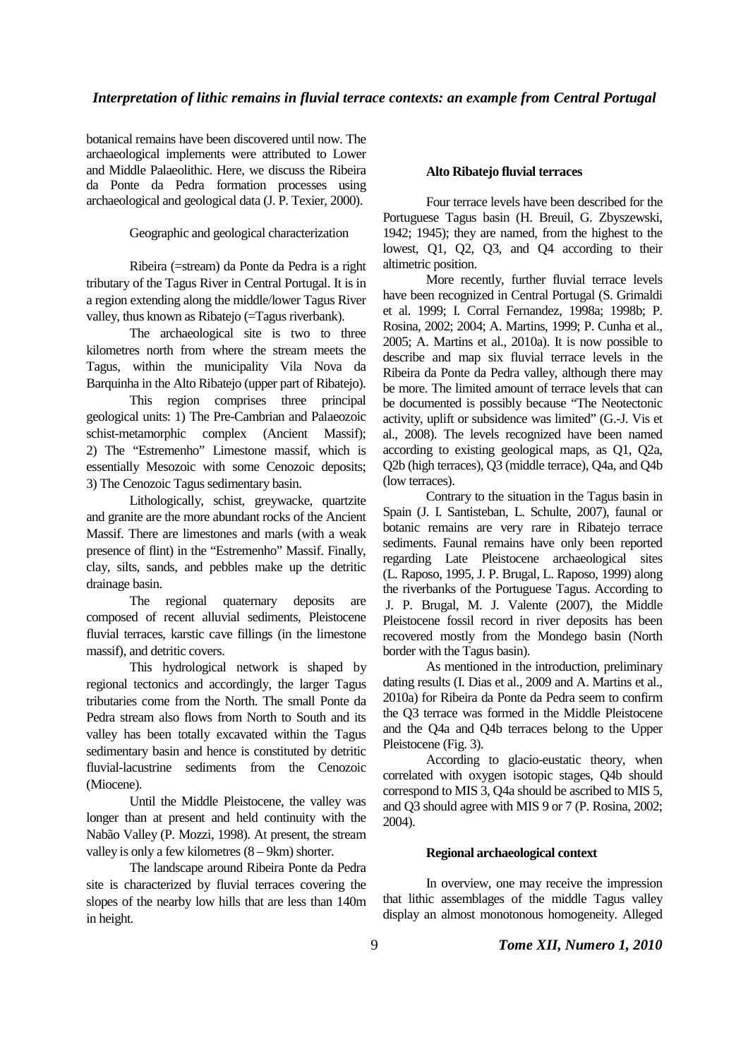botanical remains have been discovered until now. The archaeological implements were attributed to Lower and Middle Palaeolithic. Here, we discuss the Ribeira da Ponte da Pedra formation processes using archaeological and geological data (J. P. Texier, 2000).

### Geographic and geological characterization

Ribeira (=stream) da Ponte da Pedra is a right tributary of the Tagus River in Central Portugal. It is in a region extending along the middle/lower Tagus River valley, thus known as Ribatejo (=Tagus riverbank).

The archaeological site is two to three kilometres north from where the stream meets the Tagus, within the municipality Vila Nova da Barquinha in the Alto Ribatejo (upper part of Ribatejo).

This region comprises three principal geological units: 1) The Pre-Cambrian and Palaeozoic schist-metamorphic complex (Ancient Massif); 2) The "Estremenho" Limestone massif, which is essentially Mesozoic with some Cenozoic deposits; 3) The Cenozoic Tagus sedimentary basin.

Lithologically, schist, greywacke, quartzite and granite are the more abundant rocks of the Ancient Massif. There are limestones and marls (with a weak presence of flint) in the "Estremenho" Massif. Finally, clay, silts, sands, and pebbles make up the detritic drainage basin.

The regional quaternary deposits are composed of recent alluvial sediments, Pleistocene fluvial terraces, karstic cave fillings (in the limestone massif), and detritic covers.

This hydrological network is shaped by regional tectonics and accordingly, the larger Tagus tributaries come from the North. The small Ponte da Pedra stream also flows from North to South and its valley has been totally excavated within the Tagus sedimentary basin and hence is constituted by detritic fluvial-lacustrine sediments from the Cenozoic (Miocene).

Until the Middle Pleistocene, the valley was longer than at present and held continuity with the Nabão Valley (P. Mozzi, 1998). At present, the stream valley is only a few kilometres (8 – 9km) shorter.

The landscape around Ribeira Ponte da Pedra site is characterized by fluvial terraces covering the slopes of the nearby low hills that are less than 140m in height.

### Alto Ribatejo fluvial terraces

Four terrace levels have been described for the Portuguese Tagus basin (H. Breuil, G. Zbyszewski, 1942; 1945); they are named, from the highest to the lowest, Q1, Q2, Q3, and Q4 according to their altimetric position.

More recently, further fluvial terrace levels have been recognized in Central Portugal (S. Grimaldi et al. 1999; I. Corral Fernandez, 1998a; 1998b; P. Rosina, 2002; 2004; A. Martins, 1999; P. Cunha et al., 2005; A. Martins et al., 2010a). It is now possible to describe and map six fluvial terrace levels in the Ribeira da Ponte da Pedra valley, although there may be more. The limited amount of terrace levels that can be documented is possibly because "The Neotectonic activity, uplift or subsidence was limited" (G.-J. Vis et al., 2008). The levels recognized have been named according to existing geological maps, as Q1, Q2a, Q2b (high terraces), Q3 (middle terrace), Q4a, and Q4b (low terraces).

Contrary to the situation in the Tagus basin in Spain (J. I. Santisteban, L. Schulte, 2007), faunal or botanic remains are very rare in Ribatejo terrace sediments. Faunal remains have only been reported regarding Late Pleistocene archaeological sites (L. Raposo, 1995, J. P. Brugal, L. Raposo, 1999) along the riverbanks of the Portuguese Tagus. According to J. P. Brugal, M. J. Valente (2007), the Middle Pleistocene fossil record in river deposits has been recovered mostly from the Mondego basin (North border with the Tagus basin).

As mentioned in the introduction, preliminary dating results (I. Dias et al., 2009 and A. Martins et al., 2010a) for Ribeira da Ponte da Pedra seem to confirm the Q3 terrace was formed in the Middle Pleistocene and the Q4a and Q4b terraces belong to the Upper Pleistocene (Fig. 3).

According to glacio-eustatic theory, when correlated with oxygen isotopic stages, Q4b should correspond to MIS 3, Q4a should be ascribed to MIS 5, and Q3 should agree with MIS 9 or 7 (P. Rosina, 2002; 2004).

### Regional archaeological context

In overview, one may receive the impression that lithic assemblages of the middle Tagus valley display an almost monotonous homogeneity. Alleged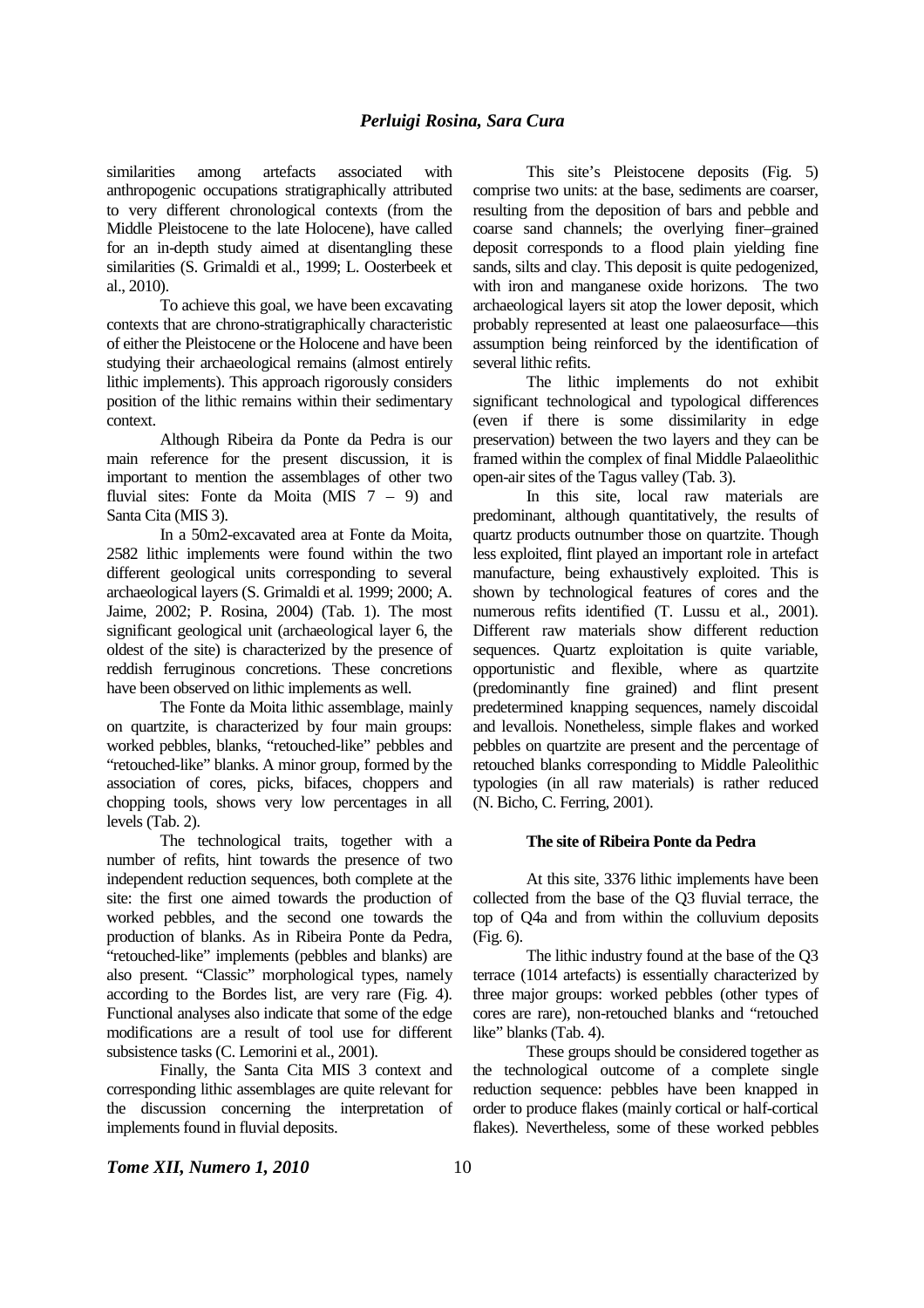similarities among artefacts associated with anthropogenic occupations stratigraphically attributed to very different chronological contexts (from the Middle Pleistocene to the late Holocene), have called for an in-depth study aimed at disentangling these similarities (S. Grimaldi et al., 1999; L. Oosterbeek et al., 2010).

To achieve this goal, we have been excavating contexts that are chrono-stratigraphically characteristic of either the Pleistocene or the Holocene and have been studying their archaeological remains (almost entirely lithic implements). This approach rigorously considers position of the lithic remains within their sedimentary context.

Although Ribeira da Ponte da Pedra is our main reference for the present discussion, it is important to mention the assemblages of other two fluvial sites: Fonte da Moita (MIS 7 – 9) and Santa Cita (MIS 3).

In a 50m2-excavated area at Fonte da Moita, 2582 lithic implements were found within the two different geological units corresponding to several archaeological layers (S. Grimaldi et al. 1999; 2000; A. Jaime, 2002; P. Rosina, 2004) (Tab. 1). The most significant geological unit (archaeological layer 6, the oldest of the site) is characterized by the presence of reddish ferruginous concretions. These concretions have been observed on lithic implements as well.

The Fonte da Moita lithic assemblage, mainly on quartzite, is characterized by four main groups: worked pebbles, blanks, "retouched-like" pebbles and "retouched-like" blanks. A minor group, formed by the association of cores, picks, bifaces, choppers and chopping tools, shows very low percentages in all levels (Tab. 2).

The technological traits, together with a number of refits, hint towards the presence of two independent reduction sequences, both complete at the site: the first one aimed towards the production of worked pebbles, and the second one towards the production of blanks. As in Ribeira Ponte da Pedra, "retouched-like" implements (pebbles and blanks) are also present. "Classic" morphological types, namely according to the Bordes list, are very rare (Fig. 4). Functional analyses also indicate that some of the edge modifications are a result of tool use for different subsistence tasks (C. Lemorini et al., 2001).

Finally, the Santa Cita MIS 3 context and corresponding lithic assemblages are quite relevant for the discussion concerning the interpretation of implements found in fluvial deposits.

This site's Pleistocene deposits (Fig. 5) comprise two units: at the base, sediments are coarser, resulting from the deposition of bars and pebble and coarse sand channels; the overlying finer–grained deposit corresponds to a flood plain yielding fine sands, silts and clay. This deposit is quite pedogenized, with iron and manganese oxide horizons. The two archaeological layers sit atop the lower deposit, which probably represented at least one palaeosurface—this assumption being reinforced by the identification of several lithic refits.

The lithic implements do not exhibit significant technological and typological differences (even if there is some dissimilarity in edge preservation) between the two layers and they can be framed within the complex of final Middle Palaeolithic open-air sites of the Tagus valley (Tab. 3).

In this site, local raw materials are predominant, although quantitatively, the results of quartz products outnumber those on quartzite. Though less exploited, flint played an important role in artefact manufacture, being exhaustively exploited. This is shown by technological features of cores and the numerous refits identified (T. Lussu et al., 2001). Different raw materials show different reduction sequences. Quartz exploitation is quite variable, opportunistic and flexible, where as quartzite (predominantly fine grained) and flint present predetermined knapping sequences, namely discoidal and levallois. Nonetheless, simple flakes and worked pebbles on quartzite are present and the percentage of retouched blanks corresponding to Middle Paleolithic typologies (in all raw materials) is rather reduced (N. Bicho, C. Ferring, 2001).

**The site of Ribeira Ponte da Pedra**

At this site, 3376 lithic implements have been collected from the base of the Q3 fluvial terrace, the top of Q4a and from within the colluvium deposits (Fig. 6).

The lithic industry found at the base of the Q3 terrace (1014 artefacts) is essentially characterized by three major groups: worked pebbles (other types of cores are rare), non-retouched blanks and "retouched like" blanks (Tab. 4).

These groups should be considered together as the technological outcome of a complete single reduction sequence: pebbles have been knapped in order to produce flakes (mainly cortical or half-cortical flakes). Nevertheless, some of these worked pebbles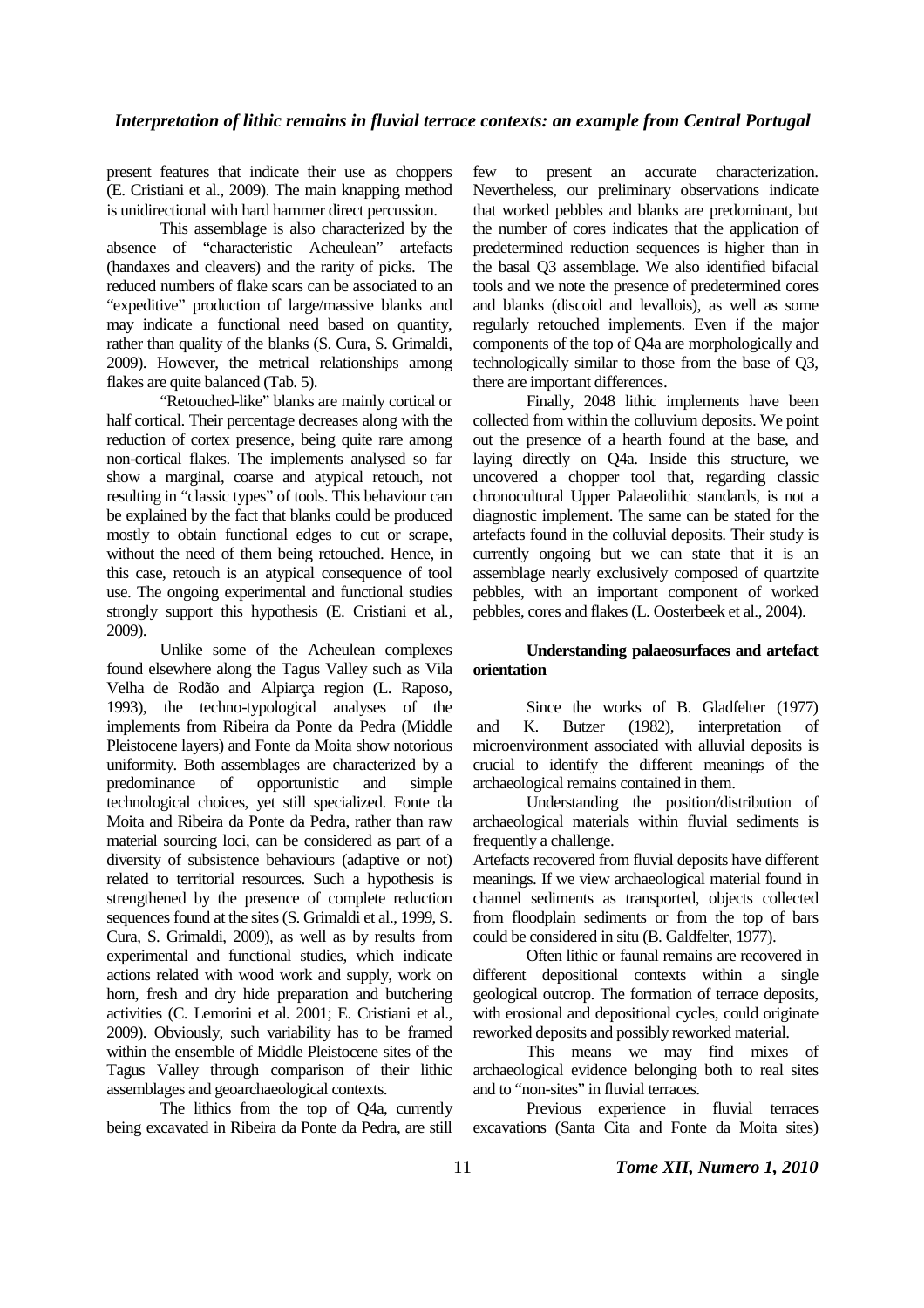present features that indicate their use as choppers (E. Cristiani et al., 2009). The main knapping method is unidirectional with hard hammer direct percussion.

This assemblage is also characterized by the absence of "characteristic Acheulean" artefacts (handaxes and cleavers) and the rarity of picks. The reduced numbers of flake scars can be associated to an "expeditive" production of large/massive blanks and may indicate a functional need based on quantity, rather than quality of the blanks (S. Cura, S. Grimaldi, 2009). However, the metrical relationships among flakes are quite balanced (Tab. 5).

"Retouched-like" blanks are mainly cortical or half cortical. Their percentage decreases along with the reduction of cortex presence, being quite rare among non-cortical flakes. The implements analysed so far show a marginal, coarse and atypical retouch, not resulting in "classic types" of tools. This behaviour can be explained by the fact that blanks could be produced mostly to obtain functional edges to cut or scrape, without the need of them being retouched. Hence, in this case, retouch is an atypical consequence of tool use. The ongoing experimental and functional studies strongly support this hypothesis (E. Cristiani et al., 2009).

Unlike some of the Acheulean complexes found elsewhere along the Tagus Valley such as Vila Velha de Rodão and Alpiarça region (L. Raposo, 1993), the techno-typological analyses of the implements from Ribeira da Ponte da Pedra (Middle Pleistocene layers) and Fonte da Moita show notorious uniformity. Both assemblages are characterized by a predominance of opportunistic and simple technological choices, yet still specialized. Fonte da Moita and Ribeira da Ponte da Pedra, rather than raw material sourcing loci, can be considered as part of a diversity of subsistence behaviours (adaptive or not) related to territorial resources. Such a hypothesis is strengthened by the presence of complete reduction sequences found at the sites (S. Grimaldi et al., 1999, S. Cura, S. Grimaldi, 2009), as well as by results from experimental and functional studies, which indicate actions related with wood work and supply, work on horn, fresh and dry hide preparation and butchering activities (C. Lemorini et al. 2001; E. Cristiani et al., 2009). Obviously, such variability has to be framed within the ensemble of Middle Pleistocene sites of the Tagus Valley through comparison of their lithic assemblages and geoarchaeological contexts.

The lithics from the top of Q4a, currently being excavated in Ribeira da Ponte da Pedra, are still few to present an accurate characterization. Nevertheless, our preliminary observations indicate that worked pebbles and blanks are predominant, but the number of cores indicates that the application of predetermined reduction sequences is higher than in the basal Q3 assemblage. We also identified bifacial tools and we note the presence of predetermined cores and blanks (discoid and levallois), as well as some regularly retouched implements. Even if the major components of the top of Q4a are morphologically and technologically similar to those from the base of Q3, there are important differences.

Finally, 2048 lithic implements have been collected from within the colluvium deposits. We point out the presence of a hearth found at the base, and laying directly on Q4a. Inside this structure, we uncovered a chopper tool that, regarding classic chronocultural Upper Palaeolithic standards, is not a diagnostic implement. The same can be stated for the artefacts found in the colluvial deposits. Their study is currently ongoing but we can state that it is an assemblage nearly exclusively composed of quartzite pebbles, with an important component of worked pebbles, cores and flakes (L. Oosterbeek et al., 2004).

**Understanding palaeosurfaces and artefact orientation**

Since the works of B. Gladfelter (1977) and K. Butzer (1982), interpretation of microenvironment associated with alluvial deposits is crucial to identify the different meanings of the archaeological remains contained in them.

Understanding the position/distribution of archaeological materials within fluvial sediments is frequently a challenge.

Artefacts recovered from fluvial deposits have different meanings. If we view archaeological material found in channel sediments as transported, objects collected from floodplain sediments or from the top of bars could be considered in situ (B. Galdfelter, 1977).

Often lithic or faunal remains are recovered in different depositional contexts within a single geological outcrop. The formation of terrace deposits, with erosional and depositional cycles, could originate reworked deposits and possibly reworked material.

This means we may find mixes of archaeological evidence belonging both to real sites and to "non-sites" in fluvial terraces.

Previous experience in fluvial terraces excavations (Santa Cita and Fonte da Moita sites)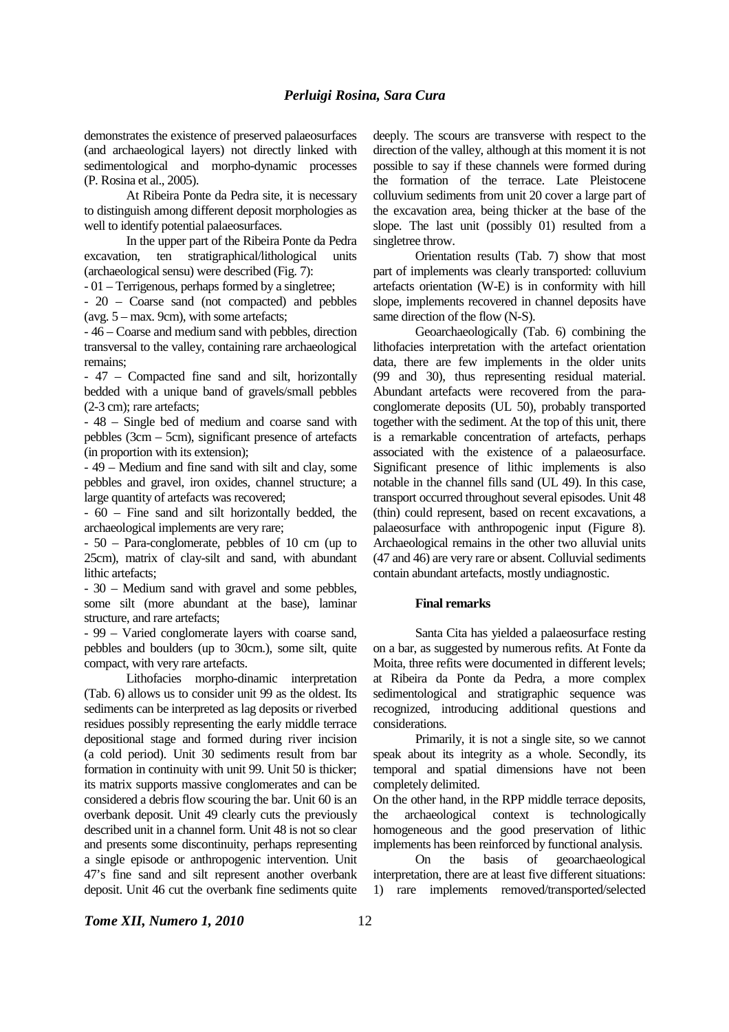demonstrates the existence of preserved palaeosurfaces (and archaeological layers) not directly linked with sedimentological and morpho-dynamic processes (P. Rosina et al., 2005).

At Ribeira Ponte da Pedra site, it is necessary to distinguish among different deposit morphologies as well to identify potential palaeosurfaces.

In the upper part of the Ribeira Ponte da Pedra excavation, ten stratigraphical/lithological units (archaeological sensu) were described (Fig. 7):

- 01 – Terrigenous, perhaps formed by a singletree;
- 20 – Coarse sand (not compacted) and pebbles (avg. 5 – max. 9cm), with some artefacts;
- 46 – Coarse and medium sand with pebbles, direction transversal to the valley, containing rare archaeological remains;
- 47 – Compacted fine sand and silt, horizontally bedded with a unique band of gravels/small pebbles (2-3 cm); rare artefacts;
- 48 – Single bed of medium and coarse sand with pebbles (3cm – 5cm), significant presence of artefacts (in proportion with its extension);
- 49 – Medium and fine sand with silt and clay, some pebbles and gravel, iron oxides, channel structure; a large quantity of artefacts was recovered;
- 60 – Fine sand and silt horizontally bedded, the archaeological implements are very rare;
- 50 – Para-conglomerate, pebbles of 10 cm (up to 25cm), matrix of clay-silt and sand, with abundant lithic artefacts;
- 30 – Medium sand with gravel and some pebbles, some silt (more abundant at the base), laminar structure, and rare artefacts;
- 99 – Varied conglomerate layers with coarse sand, pebbles and boulders (up to 30cm.), some silt, quite compact, with very rare artefacts.

Lithofacies morpho-dinamic interpretation (Tab. 6) allows us to consider unit 99 as the oldest. Its sediments can be interpreted as lag deposits or riverbed residues possibly representing the early middle terrace depositional stage and formed during river incision (a cold period). Unit 30 sediments result from bar formation in continuity with unit 99. Unit 50 is thicker; its matrix supports massive conglomerates and can be considered a debris flow scouring the bar. Unit 60 is an overbank deposit. Unit 49 clearly cuts the previously described unit in a channel form. Unit 48 is not so clear and presents some discontinuity, perhaps representing a single episode or anthropogenic intervention. Unit 47's fine sand and silt represent another overbank deposit. Unit 46 cut the overbank fine sediments quite deeply. The scours are transverse with respect to the direction of the valley, although at this moment it is not possible to say if these channels were formed during the formation of the terrace. Late Pleistocene colluvium sediments from unit 20 cover a large part of the excavation area, being thicker at the base of the slope. The last unit (possibly 01) resulted from a singletree throw.

Orientation results (Tab. 7) show that most part of implements was clearly transported: colluvium artefacts orientation (W-E) is in conformity with hill slope, implements recovered in channel deposits have same direction of the flow (N-S).

Geoarchaeologically (Tab. 6) combining the lithofacies interpretation with the artefact orientation data, there are few implements in the older units (99 and 30), thus representing residual material. Abundant artefacts were recovered from the para-conglomerate deposits (UL 50), probably transported together with the sediment. At the top of this unit, there is a remarkable concentration of artefacts, perhaps associated with the existence of a palaeosurface. Significant presence of lithic implements is also notable in the channel fills sand (UL 49). In this case, transport occurred throughout several episodes. Unit 48 (thin) could represent, based on recent excavations, a palaeosurface with anthropogenic input (Figure 8). Archaeological remains in the other two alluvial units (47 and 46) are very rare or absent. Colluvial sediments contain abundant artefacts, mostly undiagnostic.

#### Final remarks

Santa Cita has yielded a palaeosurface resting on a bar, as suggested by numerous refits. At Fonte da Moita, three refits were documented in different levels; at Ribeira da Ponte da Pedra, a more complex sedimentological and stratigraphic sequence was recognized, introducing additional questions and considerations.

Primarily, it is not a single site, so we cannot speak about its integrity as a whole. Secondly, its temporal and spatial dimensions have not been completely delimited.

On the other hand, in the RPP middle terrace deposits, the archaeological context is technologically homogeneous and the good preservation of lithic implements has been reinforced by functional analysis.

On the basis of geoarchaeological interpretation, there are at least five different situations: 1) rare implements removed/transported/selected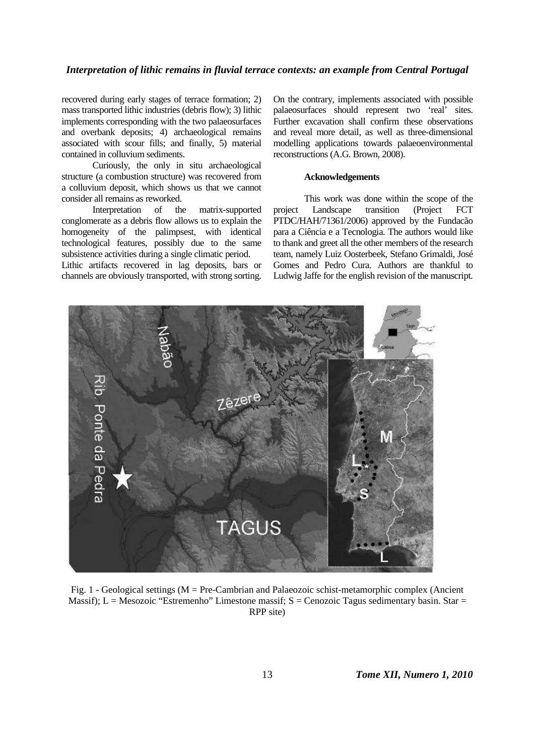recovered during early stages of terrace formation; 2) mass transported lithic industries (debris flow); 3) lithic implements corresponding with the two palaeosurfaces and overbank deposits; 4) archaeological remains associated with scour fills; and finally, 5) material contained in colluvium sediments.

Curiously, the only in situ archaeological structure (a combustion structure) was recovered from a colluvium deposit, which shows us that we cannot consider all remains as reworked.

Interpretation of the matrix-supported conglomerate as a debris flow allows us to explain the homogeneity of the palimpsest, with identical technological features, possibly due to the same subsistence activities during a single climatic period.

Lithic artifacts recovered in lag deposits, bars or channels are obviously transported, with strong sorting. On the contrary, implements associated with possible palaeosurfaces should represent two 'real' sites. Further excavation shall confirm these observations and reveal more detail, as well as three-dimensional modelling applications towards palaeoenvironmental reconstructions (A.G. Brown, 2008).

**Acknowledgements**

This work was done within the scope of the project Landscape transition (Project FCT PTDC/HAH/71361/2006) approved by the Fundacão para a Ciência e a Tecnologia. The authors would like to thank and greet all the other members of the research team, namely Luiz Oosterbeek, Stefano Grimaldi, José Gomes and Pedro Cura. Authors are thankful to Ludwig Jaffe for the english revision of the manuscript.

Fig. 1 - Geological settings (M = Pre-Cambrian and Palaeozoic schist-metamorphic complex (Ancient Massif); L = Mesozoic "Estremenho" Limestone massif; S = Cenozoic Tagus sedimentary basin. Star = RPP site)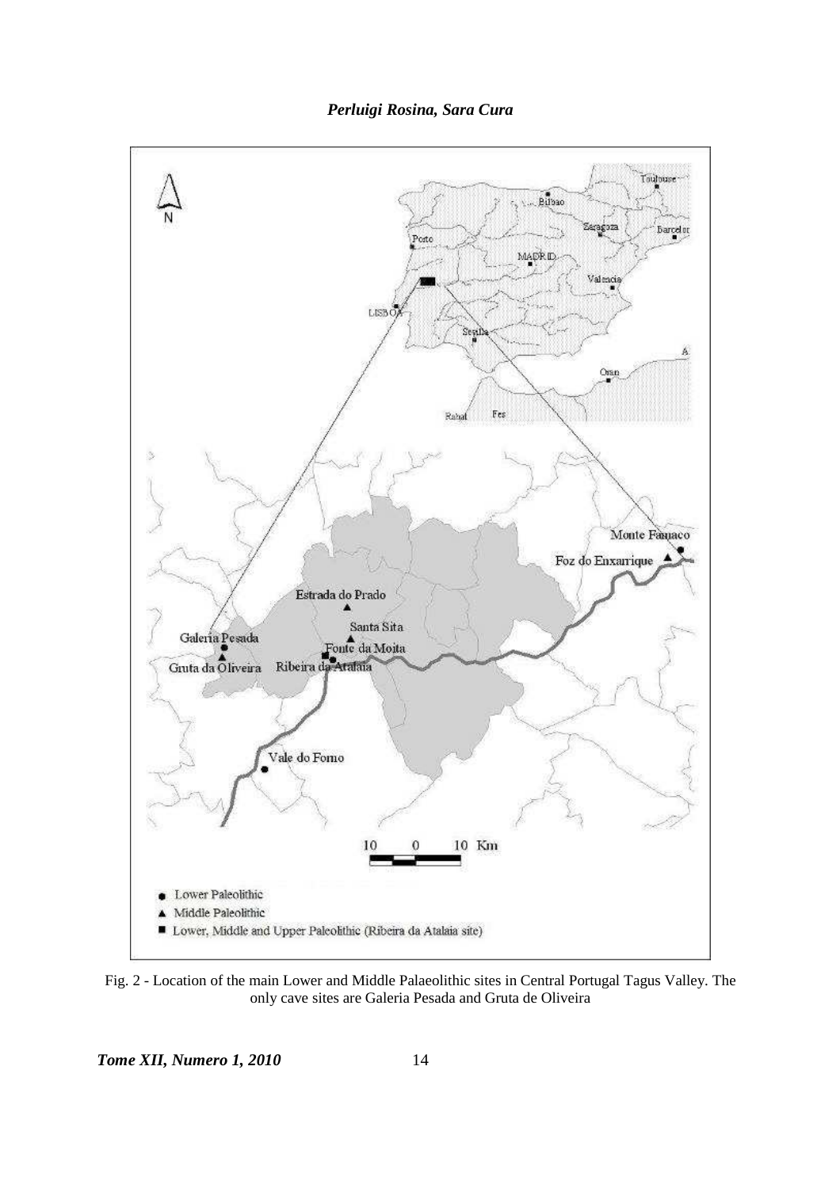Fig. 2 - Location of the main Lower and Middle Palaeolithic sites in Central Portugal Tagus Valley. The only cave sites are Galeria Pesada and Gruta de Oliveira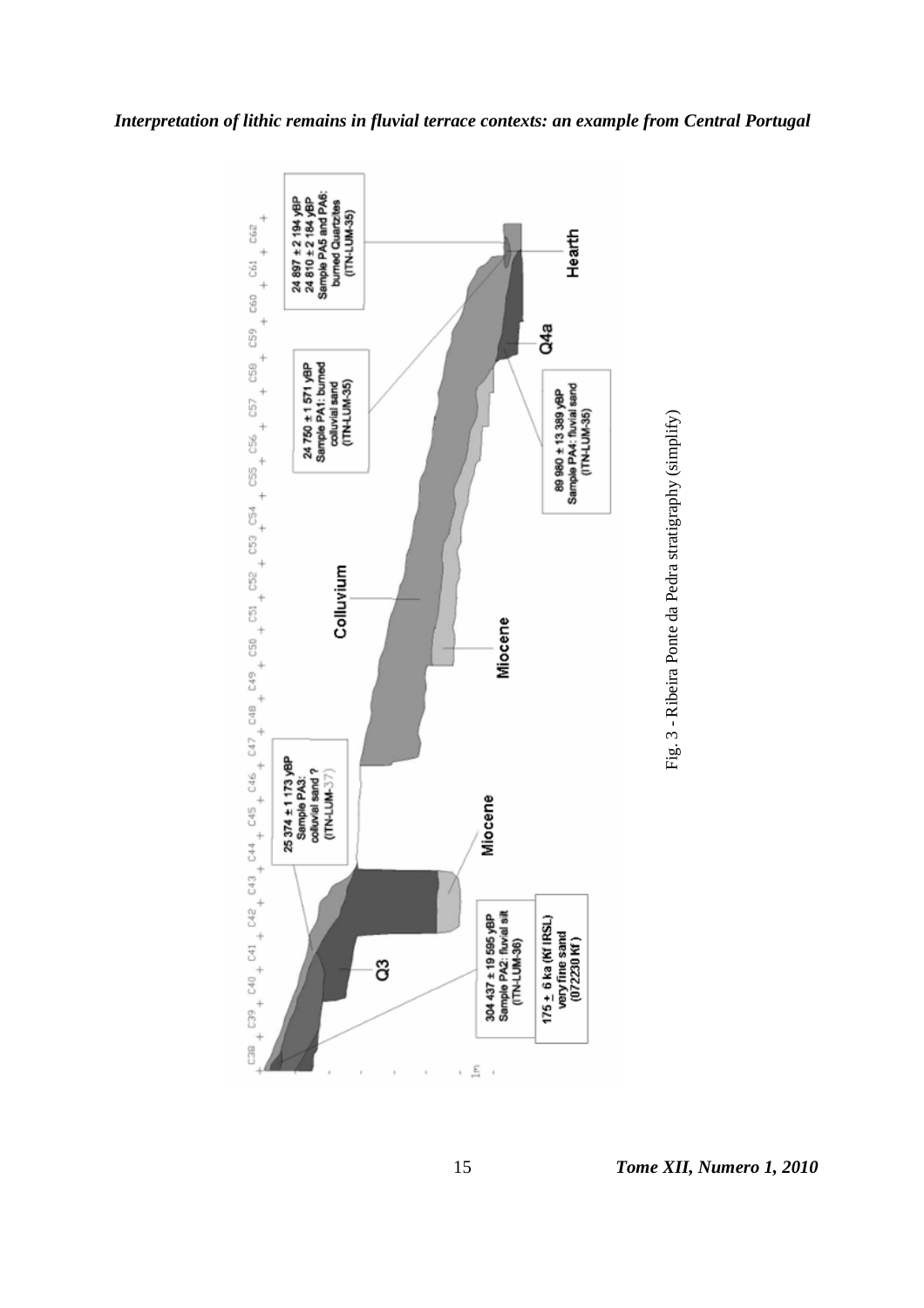Fig. 3 - Ribeira Ponte da Pedra stratigraphy (simplify)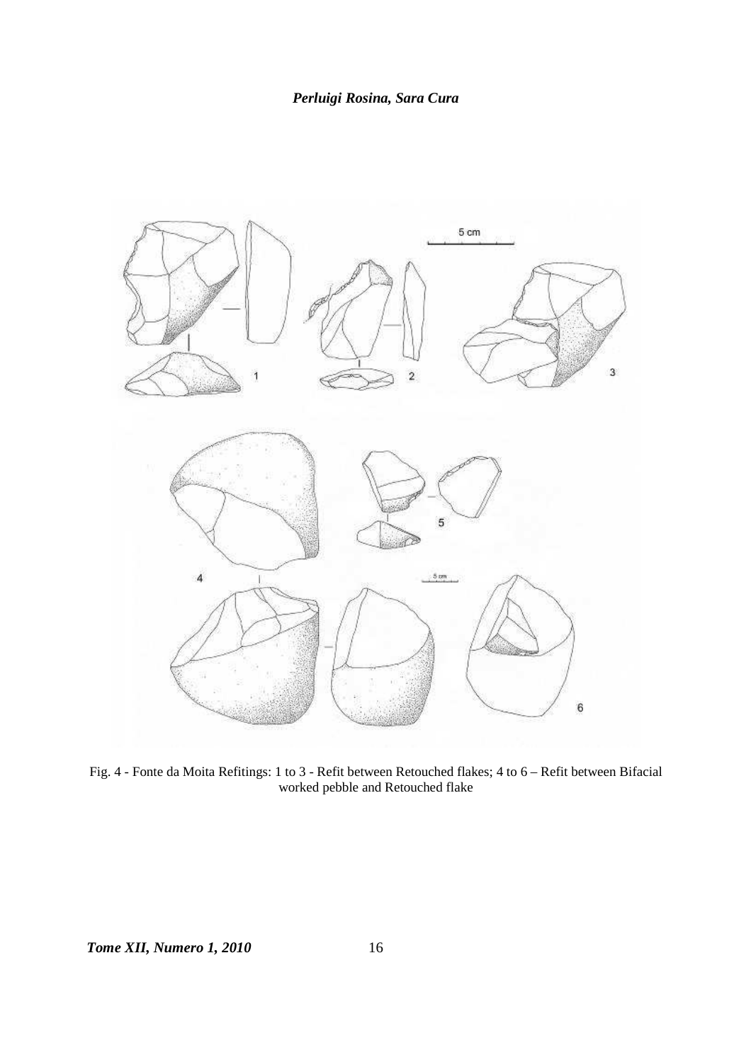Fig. 4 - Fonte da Moita Refitings: 1 to 3 - Refit between Retouched flakes; 4 to 6 – Refit between Bifacial worked pebble and Retouched flake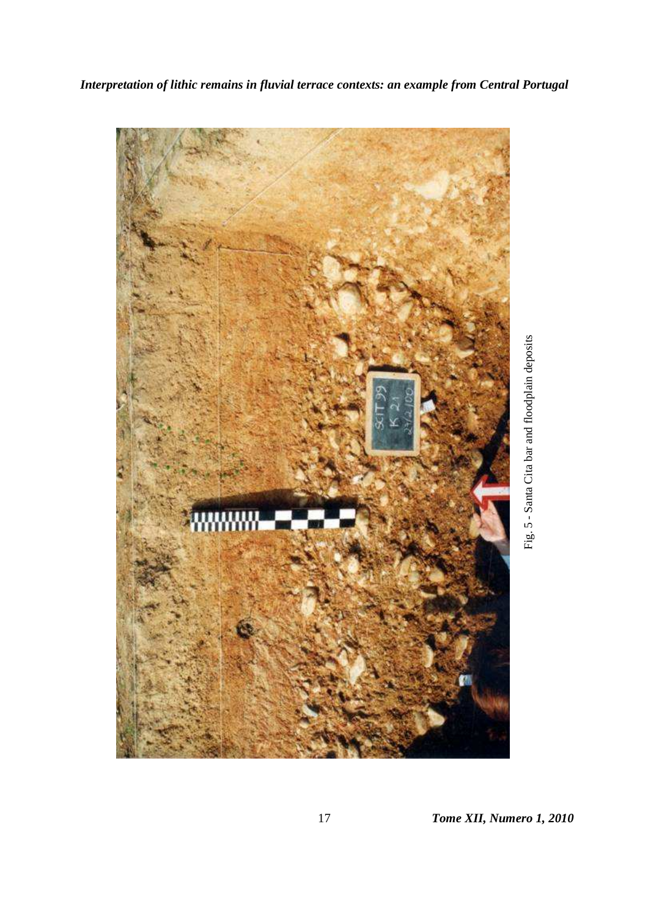Fig. 5 - Santa Cita bar and floodplain deposits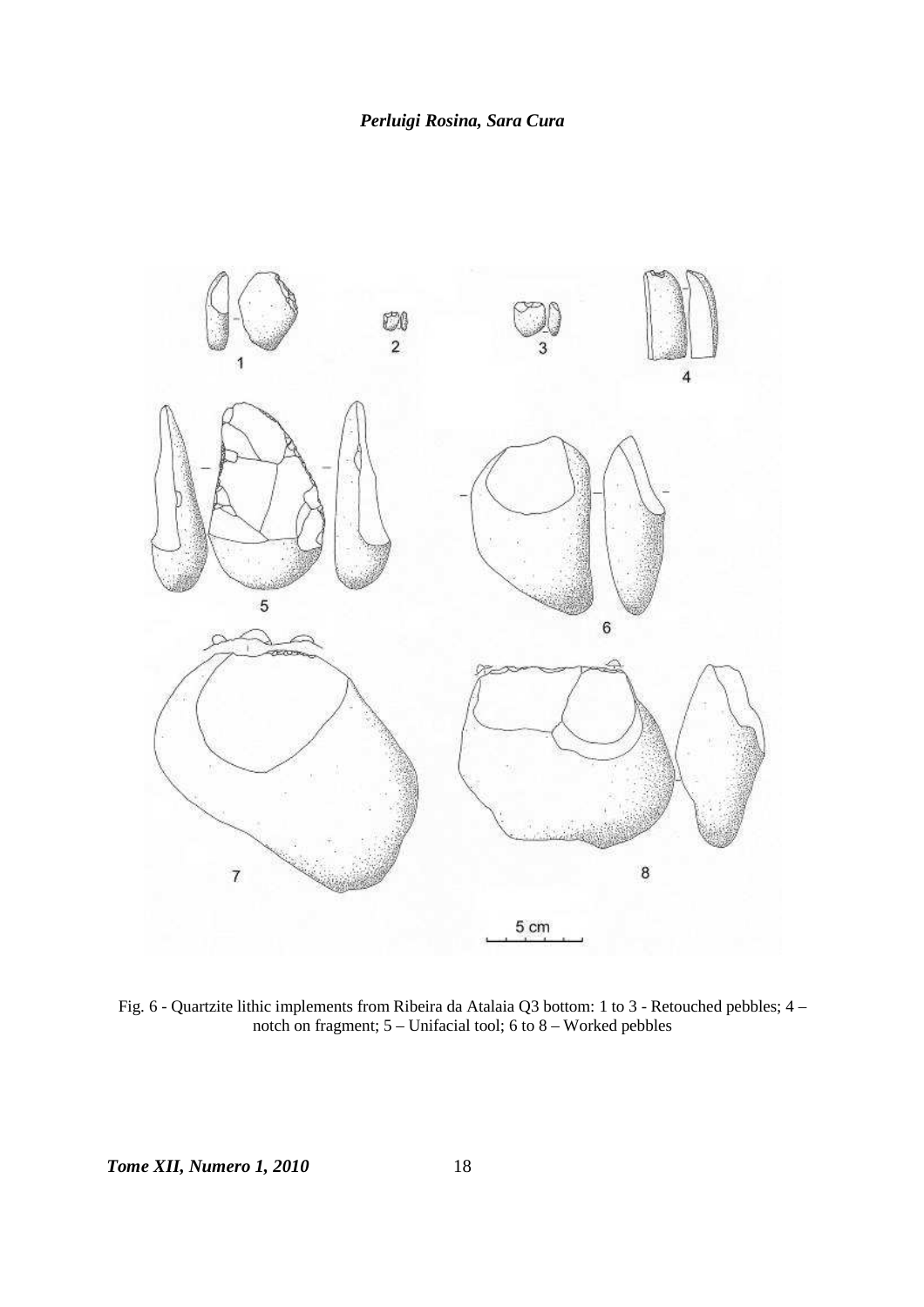Fig. 6 - Quartzite lithic implements from Ribeira da Atalaia Q3 bottom: 1 to 3 - Retouched pebbles; 4 – notch on fragment; 5 – Unifacial tool; 6 to 8 – Worked pebbles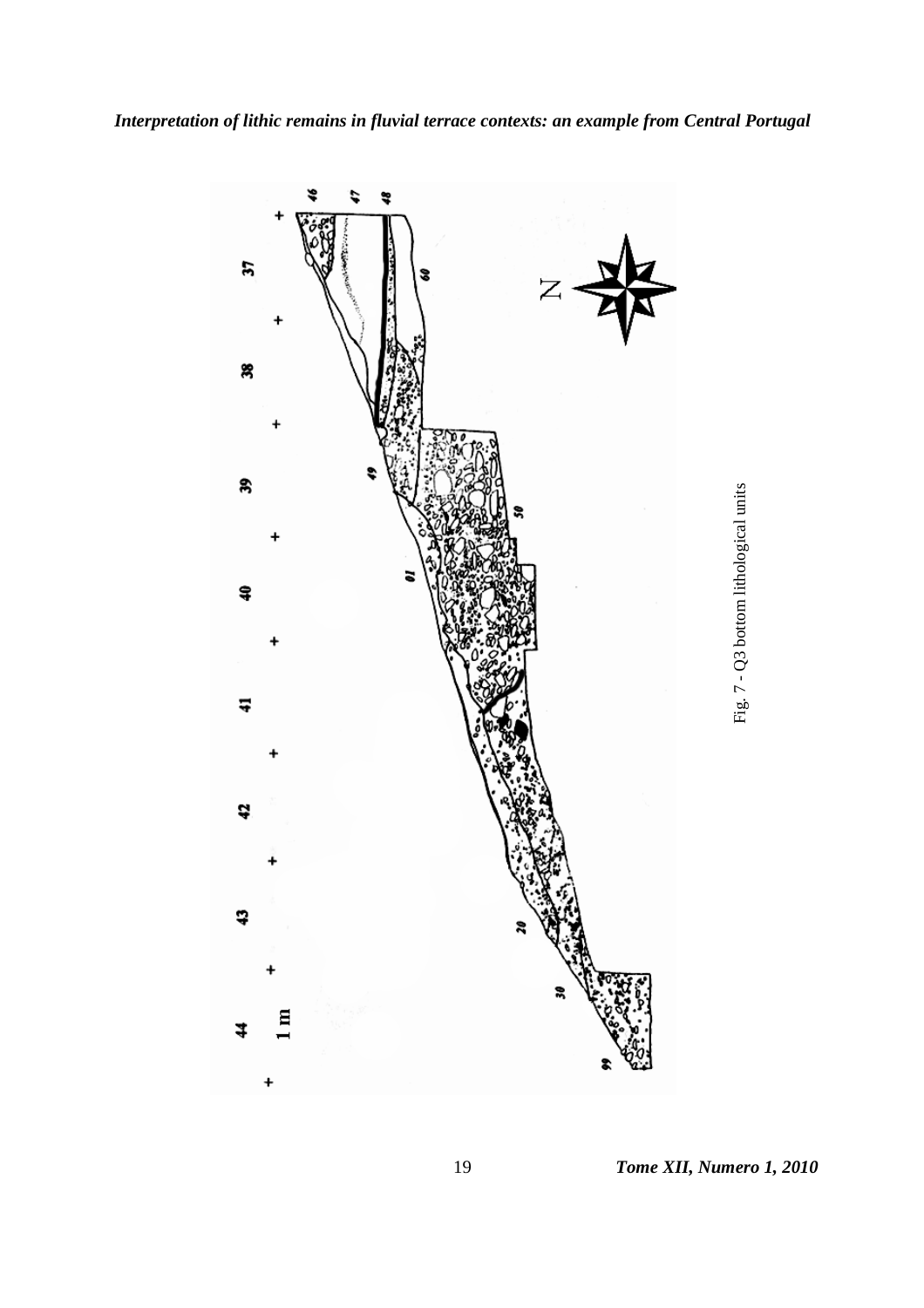Fig. 7 - Q3 bottom lithological units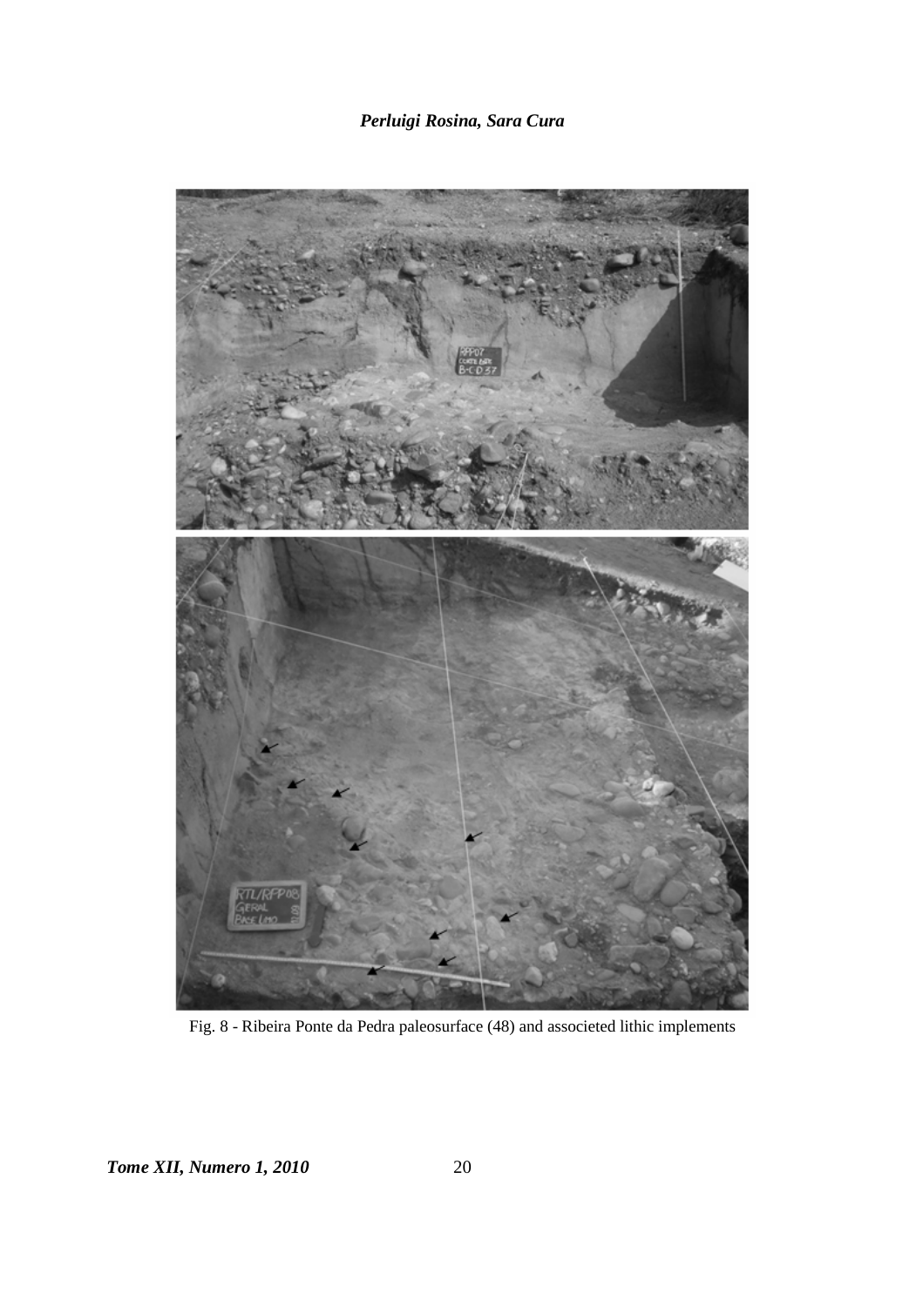Fig. 8 - Ribeira Ponte da Pedra paleosurface (48) and associeted lithic implements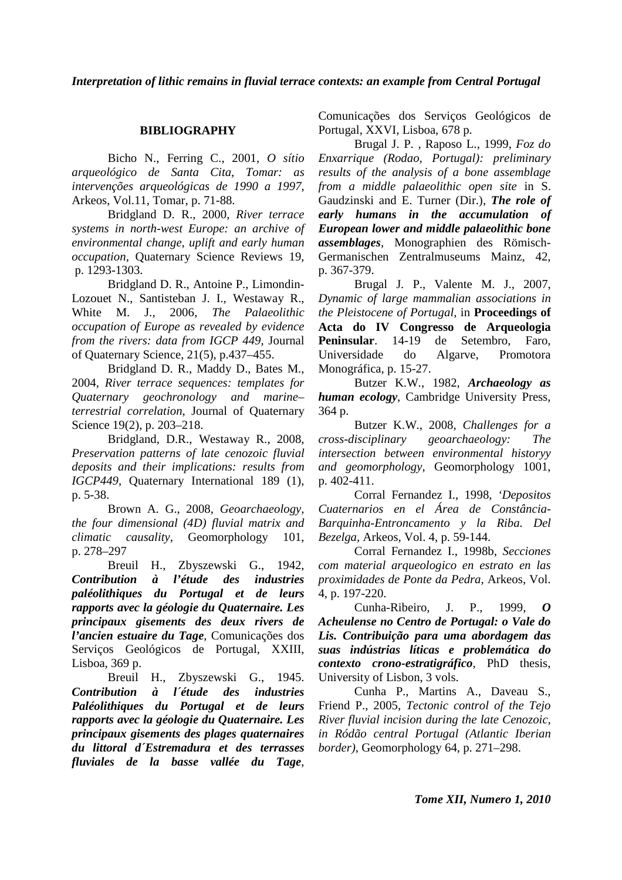## BIBLIOGRAPHY

Bicho N., Ferring C., 2001, *O sítio arqueológico de Santa Cita, Tomar: as intervenções arqueológicas de 1990 a 1997*, Arkeos, Vol.11, Tomar, p. 71-88.

Bridgland D. R., 2000, *River terrace systems in north-west Europe: an archive of environmental change, uplift and early human occupation*, Quaternary Science Reviews 19, p. 1293-1303.

Bridgland D. R., Antoine P., Limondin-Lozouet N., Santisteban J. I., Westaway R., White M. J., 2006, *The Palaeolithic occupation of Europe as revealed by evidence from the rivers: data from IGCP 449*, Journal of Quaternary Science, 21(5), p.437–455.

Bridgland D. R., Maddy D., Bates M., 2004, *River terrace sequences: templates for Quaternary geochronology and marine–terrestrial correlation*, Journal of Quaternary Science 19(2), p. 203–218.

Bridgland, D.R., Westaway R., 2008, *Preservation patterns of late cenozoic fluvial deposits and their implications: results from IGCP449*, Quaternary International 189 (1), p. 5-38.

Brown A. G., 2008, *Geoarchaeology, the four dimensional (4D) fluvial matrix and climatic causality*, Geomorphology 101, p. 278–297

Breuil H., Zbyszewski G., 1942, ***Contribution à l'étude des industries paléolithiques du Portugal et de leurs rapports avec la géologie du Quaternaire. Les principaux gisements des deux rivers de l'ancien estuaire du Tage***, Comunicações dos Serviços Geológicos de Portugal, XXIII, Lisboa, 369 p.

Breuil H., Zbyszewski G., 1945. ***Contribution à l´étude des industries Paléolithiques du Portugal et de leurs rapports avec la géologie du Quaternaire. Les principaux gisements des plages quaternaires du littoral d´Estremadura et des terrasses fluviales de la basse vallée du Tage***, Comunicações dos Serviços Geológicos de Portugal, XXVI, Lisboa, 678 p.

Brugal J. P. , Raposo L., 1999, *Foz do Enxarrique (Rodao, Portugal): preliminary results of the analysis of a bone assemblage from a middle palaeolithic open site* in S. Gaudzinski and E. Turner (Dir.), ***The role of early humans in the accumulation of European lower and middle palaeolithic bone assemblages***, Monographien des Römisch-Germanischen Zentralmuseums Mainz, 42, p. 367-379.

Brugal J. P., Valente M. J., 2007, *Dynamic of large mammalian associations in the Pleistocene of Portugal*, in **Proceedings of Acta do IV Congresso de Arqueologia Peninsular**. 14-19 de Setembro, Faro, Universidade do Algarve, Promotora Monográfica, p. 15-27.

Butzer K.W., 1982, ***Archaeology as human ecology***, Cambridge University Press, 364 p.

Butzer K.W., 2008, *Challenges for a cross-disciplinary geoarchaeology: The intersection between environmental historyy and geomorphology*, Geomorphology 1001, p. 402-411.

Corral Fernandez I., 1998, *'Depositos Cuaternarios en el Área de Constância-Barquinha-Entroncamento y la Riba. Del Bezelga*, Arkeos, Vol. 4, p. 59-144.

Corral Fernandez I., 1998b, *Secciones com material arqueologico en estrato en las proximidades de Ponte da Pedra*, Arkeos, Vol. 4, p. 197-220.

Cunha-Ribeiro, J. P., 1999, ***O Acheulense no Centro de Portugal: o Vale do Lis. Contribuição para uma abordagem das suas indústrias líticas e problemática do contexto crono-estratigráfico***, PhD thesis, University of Lisbon, 3 vols.

Cunha P., Martins A., Daveau S., Friend P., 2005, *Tectonic control of the Tejo River fluvial incision during the late Cenozoic, in Ródão central Portugal (Atlantic Iberian border)*, Geomorphology 64, p. 271–298.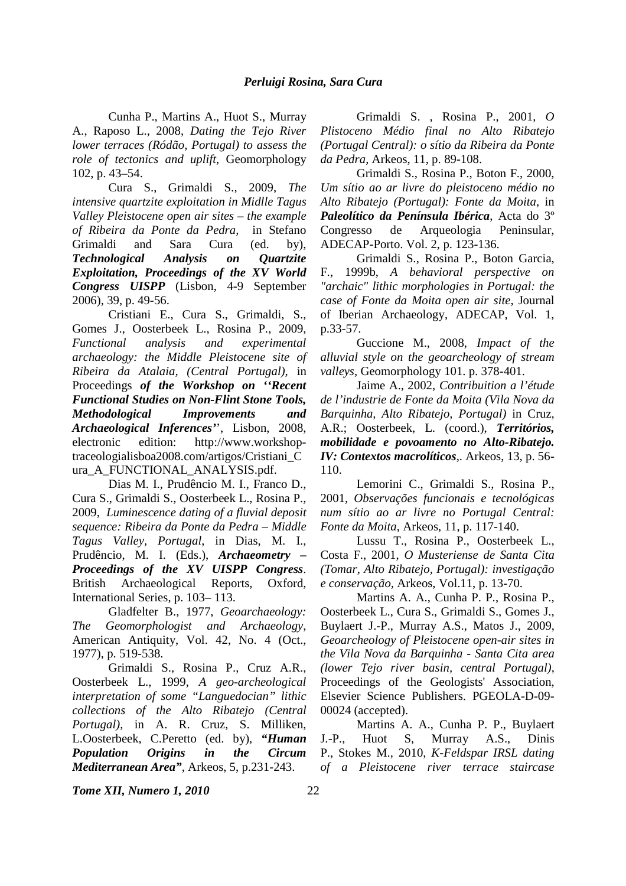Cunha P., Martins A., Huot S., Murray A., Raposo L., 2008, *Dating the Tejo River lower terraces (Ródão, Portugal) to assess the role of tectonics and uplift*, Geomorphology 102, p. 43–54.

Cura S., Grimaldi S., 2009, *The intensive quartzite exploitation in Midlle Tagus Valley Pleistocene open air sites – the example of Ribeira da Ponte da Pedra,* in Stefano Grimaldi and Sara Cura (ed. by), ***Technological Analysis on Quartzite Exploitation, Proceedings of the XV World Congress UISPP*** (Lisbon, 4-9 September 2006), 39, p. 49-56.

Cristiani E., Cura S., Grimaldi, S., Gomes J., Oosterbeek L., Rosina P., 2009, *Functional analysis and experimental archaeology: the Middle Pleistocene site of Ribeira da Atalaia, (Central Portugal)*, in Proceedings ***of the Workshop on ''Recent Functional Studies on Non-Flint Stone Tools, Methodological Improvements and Archaeological Inferences''***, Lisbon, 2008, electronic edition: http://www.workshop-traceologialisboa2008.com/artigos/Cristiani_Cura_A_FUNCTIONAL_ANALYSIS.pdf.

Dias M. I., Prudêncio M. I., Franco D., Cura S., Grimaldi S., Oosterbeek L., Rosina P., 2009, *Luminescence dating of a fluvial deposit sequence: Ribeira da Ponte da Pedra – Middle Tagus Valley, Portugal*, in Dias, M. I., Prudêncio, M. I. (Eds.), ***Archaeometry – Proceedings of the XV UISPP Congress***. British Archaeological Reports, Oxford, International Series, p. 103– 113.

Gladfelter B., 1977, *Geoarchaeology: The Geomorphologist and Archaeology*, American Antiquity, Vol. 42, No. 4 (Oct., 1977), p. 519-538.

Grimaldi S., Rosina P., Cruz A.R., Oosterbeek L., 1999, *A geo-archeological interpretation of some "Languedocian" lithic collections of the Alto Ribatejo (Central Portugal)*, in A. R. Cruz, S. Milliken, L.Oosterbeek, C.Peretto (ed. by), ***"Human Population Origins in the Circum Mediterranean Area"***, Arkeos, 5, p.231-243.

Grimaldi S. , Rosina P., 2001, *O Plistoceno Médio final no Alto Ribatejo (Portugal Central): o sítio da Ribeira da Ponte da Pedra*, Arkeos, 11, p. 89-108.

Grimaldi S., Rosina P., Boton F., 2000, *Um sítio ao ar livre do pleistoceno médio no Alto Ribatejo (Portugal): Fonte da Moita*, in ***Paleolítico da Península Ibérica***, Acta do 3º Congresso de Arqueologia Peninsular, ADECAP-Porto. Vol. 2, p. 123-136.

Grimaldi S., Rosina P., Boton Garcia, F., 1999b, *A behavioral perspective on "archaic" lithic morphologies in Portugal: the case of Fonte da Moita open air site*, Journal of Iberian Archaeology, ADECAP, Vol. 1, p.33-57.

Guccione M., 2008, *Impact of the alluvial style on the geoarcheology of stream valleys*, Geomorphology 101. p. 378-401.

Jaime A., 2002, *Contribuition a l'étude de l'industrie de Fonte da Moita (Vila Nova da Barquinha, Alto Ribatejo, Portugal)* in Cruz, A.R.; Oosterbeek, L. (coord.), ***Territórios, mobilidade e povoamento no Alto-Ribatejo. IV: Contextos macrolíticos***,. Arkeos, 13, p. 56-110.

Lemorini C., Grimaldi S., Rosina P., 2001, *Observações funcionais e tecnológicas num sítio ao ar livre no Portugal Central: Fonte da Moita*, Arkeos, 11, p. 117-140.

Lussu T., Rosina P., Oosterbeek L., Costa F., 2001, *O Musteriense de Santa Cita (Tomar, Alto Ribatejo, Portugal): investigação e conservação*, Arkeos, Vol.11, p. 13-70.

Martins A. A., Cunha P. P., Rosina P., Oosterbeek L., Cura S., Grimaldi S., Gomes J., Buylaert J.-P., Murray A.S., Matos J., 2009, *Geoarcheology of Pleistocene open-air sites in the Vila Nova da Barquinha - Santa Cita area (lower Tejo river basin, central Portugal)*, Proceedings of the Geologists' Association, Elsevier Science Publishers. PGEOLA-D-09-00024 (accepted).

Martins A. A., Cunha P. P., Buylaert J.-P., Huot S, Murray A.S., Dinis P., Stokes M., 2010, *K-Feldspar IRSL dating of a Pleistocene river terrace staircase*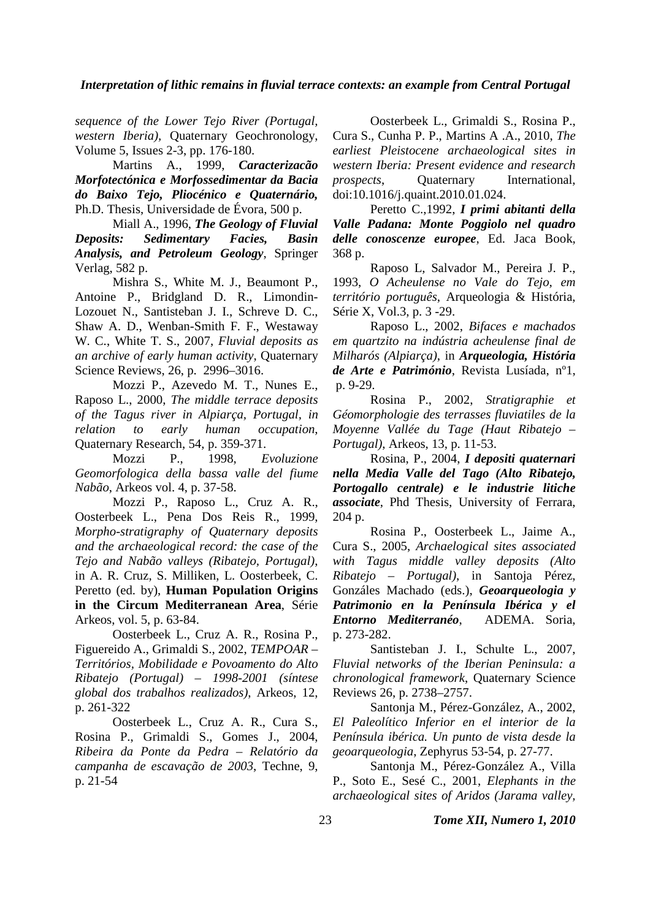*sequence of the Lower Tejo River (Portugal, western Iberia)*, Quaternary Geochronology, Volume 5, Issues 2-3, pp. 176-180.

Martins A., 1999, ***Caracterizacão Morfotectónica e Morfossedimentar da Bacia do Baixo Tejo, Pliocénico e Quaternário,*** Ph.D. Thesis, Universidade de Évora, 500 p.

Miall A., 1996, ***The Geology of Fluvial Deposits: Sedimentary Facies, Basin Analysis, and Petroleum Geology***, Springer Verlag, 582 p.

Mishra S., White M. J., Beaumont P., Antoine P., Bridgland D. R., Limondin-Lozouet N., Santisteban J. I., Schreve D. C., Shaw A. D., Wenban-Smith F. F., Westaway W. C., White T. S., 2007, *Fluvial deposits as an archive of early human activity*, Quaternary Science Reviews, 26, p. 2996–3016.

Mozzi P., Azevedo M. T., Nunes E., Raposo L., 2000, *The middle terrace deposits of the Tagus river in Alpiarça, Portugal, in relation to early human occupation*, Quaternary Research, 54, p. 359-371.

Mozzi P., 1998, *Evoluzione Geomorfologica della bassa valle del fiume Nabão*, Arkeos vol. 4, p. 37-58.

Mozzi P., Raposo L., Cruz A. R., Oosterbeek L., Pena Dos Reis R., 1999, *Morpho-stratigraphy of Quaternary deposits and the archaeological record: the case of the Tejo and Nabão valleys (Ribatejo, Portugal)*, in A. R. Cruz, S. Milliken, L. Oosterbeek, C. Peretto (ed. by), **Human Population Origins in the Circum Mediterranean Area**, Série Arkeos, vol. 5, p. 63-84.

Oosterbeek L., Cruz A. R., Rosina P., Figuereido A., Grimaldi S., 2002, *TEMPOAR – Territórios, Mobilidade e Povoamento do Alto Ribatejo (Portugal) – 1998-2001 (síntese global dos trabalhos realizados)*, Arkeos, 12, p. 261-322

Oosterbeek L., Cruz A. R., Cura S., Rosina P., Grimaldi S., Gomes J., 2004, *Ribeira da Ponte da Pedra – Relatório da campanha de escavação de 2003*, Techne, 9, p. 21-54

Oosterbeek L., Grimaldi S., Rosina P., Cura S., Cunha P. P., Martins A .A., 2010, *The earliest Pleistocene archaeological sites in western Iberia: Present evidence and research prospects*, Quaternary International, doi:10.1016/j.quaint.2010.01.024.

Peretto C.,1992, ***I primi abitanti della Valle Padana: Monte Poggiolo nel quadro delle conoscenze europee***, Ed. Jaca Book, 368 p.

Raposo L, Salvador M., Pereira J. P., 1993, *O Acheulense no Vale do Tejo, em território português*, Arqueologia & História, Série X, Vol.3, p. 3 -29.

Raposo L., 2002, *Bifaces e machados em quartzito na indústria acheulense final de Milharós (Alpiarça)*, in ***Arqueologia, História de Arte e Património***, Revista Lusíada, nº1, p. 9-29.

Rosina P., 2002, *Stratigraphie et Géomorphologie des terrasses fluviatiles de la Moyenne Vallée du Tage (Haut Ribatejo – Portugal)*, Arkeos, 13, p. 11-53.

Rosina, P., 2004, ***I depositi quaternari nella Media Valle del Tago (Alto Ribatejo, Portogallo centrale) e le industrie litiche associate***, Phd Thesis, University of Ferrara, 204 p.

Rosina P., Oosterbeek L., Jaime A., Cura S., 2005, *Archaelogical sites associated with Tagus middle valley deposits (Alto Ribatejo – Portugal)*, in Santoja Pérez, Gonzáles Machado (eds.), ***Geoarqueologia y Patrimonio en la Península Ibérica y el Entorno Mediterranéo***, ADEMA. Soria, p. 273-282.

Santisteban J. I., Schulte L., 2007, *Fluvial networks of the Iberian Peninsula: a chronological framework*, Quaternary Science Reviews 26, p. 2738–2757.

Santonja M., Pérez-González, A., 2002, *El Paleolítico Inferior en el interior de la Península ibérica. Un punto de vista desde la geoarqueologia*, Zephyrus 53-54, p. 27-77.

Santonja M., Pérez-González A., Villa P., Soto E., Sesé C., 2001, *Elephants in the archaeological sites of Aridos (Jarama valley,*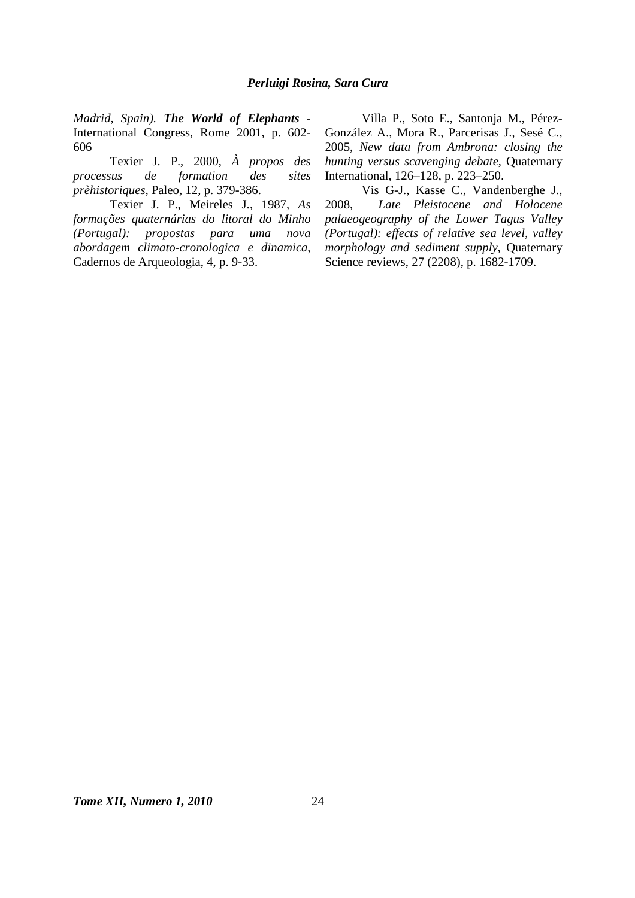*Madrid, Spain)*. ***The World of Elephants*** - International Congress, Rome 2001, p. 602-606

Texier J. P., 2000, *À propos des processus de formation des sites prèhistoriques*, Paleo, 12, p. 379-386.

Texier J. P., Meireles J., 1987, *As formações quaternárias do litoral do Minho (Portugal): propostas para uma nova abordagem climato-cronologica e dinamica*, Cadernos de Arqueologia, 4, p. 9-33.

Villa P., Soto E., Santonja M., Pérez-González A., Mora R., Parcerisas J., Sesé C., 2005, *New data from Ambrona: closing the hunting versus scavenging debate*, Quaternary International, 126–128, p. 223–250.

Vis G-J., Kasse C., Vandenberghe J., 2008, *Late Pleistocene and Holocene palaeogeography of the Lower Tagus Valley (Portugal): effects of relative sea level, valley morphology and sediment supply*, Quaternary Science reviews, 27 (2208), p. 1682-1709.